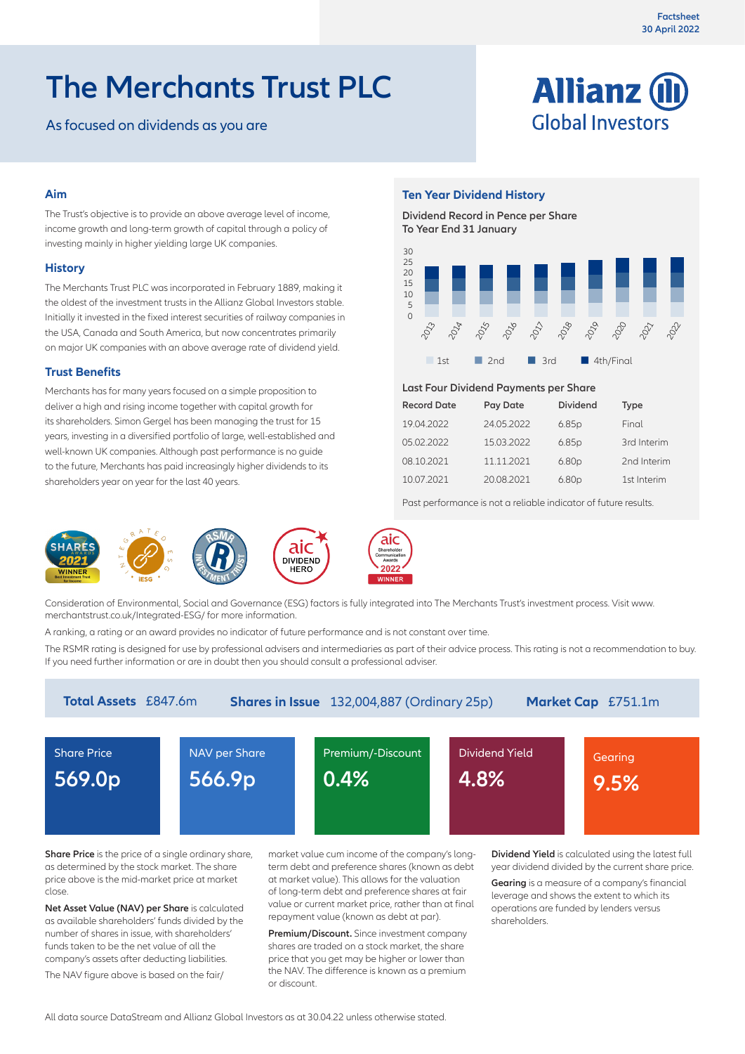Factsheet
30 April 2022

# The Merchants Trust PLC

As focused on dividends as you are

Allianz Global Investors

## Aim

The Trust's objective is to provide an above average level of income, income growth and long-term growth of capital through a policy of investing mainly in higher yielding large UK companies.

## History

The Merchants Trust PLC was incorporated in February 1889, making it the oldest of the investment trusts in the Allianz Global Investors stable. Initially it invested in the fixed interest securities of railway companies in the USA, Canada and South America, but now concentrates primarily on major UK companies with an above average rate of dividend yield.

## Trust Benefits

Merchants has for many years focused on a simple proposition to deliver a high and rising income together with capital growth for its shareholders. Simon Gergel has been managing the trust for 15 years, investing in a diversified portfolio of large, well-established and well-known UK companies. Although past performance is no guide to the future, Merchants has paid increasingly higher dividends to its shareholders year on year for the last 40 years.

## Ten Year Dividend History

Dividend Record in Pence per Share
To Year End 31 January

Legend: 1st, 2nd, 3rd, 4th/Final (years 2013–2022)

### Last Four Dividend Payments per Share

| Record Date | Pay Date | Dividend | Type |
|---|---|---|---|
| 19.04.2022 | 24.05.2022 | 6.85p | Final |
| 05.02.2022 | 15.03.2022 | 6.85p | 3rd Interim |
| 08.10.2021 | 11.11.2021 | 6.80p | 2nd Interim |
| 10.07.2021 | 20.08.2021 | 6.80p | 1st Interim |

Past performance is not a reliable indicator of future results.

Consideration of Environmental, Social and Governance (ESG) factors is fully integrated into The Merchants Trust's investment process. Visit www.merchantstrust.co.uk/Integrated-ESG/ for more information.

A ranking, a rating or an award provides no indicator of future performance and is not constant over time.

The RSMR rating is designed for use by professional advisers and intermediaries as part of their advice process. This rating is not a recommendation to buy. If you need further information or are in doubt then you should consult a professional adviser.

**Total Assets** £847.6m **Shares in Issue** 132,004,887 (Ordinary 25p) **Market Cap** £751.1m

| Share Price | NAV per Share | Premium/-Discount | Dividend Yield | Gearing |
|---|---|---|---|---|
| 569.0p | 566.9p | 0.4% | 4.8% | 9.5% |

**Share Price** is the price of a single ordinary share, as determined by the stock market. The share price above is the mid-market price at market close.

**Net Asset Value (NAV) per Share** is calculated as available shareholders' funds divided by the number of shares in issue, with shareholders' funds taken to be the net value of all the company's assets after deducting liabilities.

The NAV figure above is based on the fair/market value cum income of the company's long-term debt and preference shares (known as debt at market value). This allows for the valuation of long-term debt and preference shares at fair value or current market price, rather than at final repayment value (known as debt at par).

**Premium/Discount.** Since investment company shares are traded on a stock market, the share price that you get may be higher or lower than the NAV. The difference is known as a premium or discount.

**Dividend Yield** is calculated using the latest full year dividend divided by the current share price.

**Gearing** is a measure of a company's financial leverage and shows the extent to which its operations are funded by lenders versus shareholders.

All data source DataStream and Allianz Global Investors as at 30.04.22 unless otherwise stated.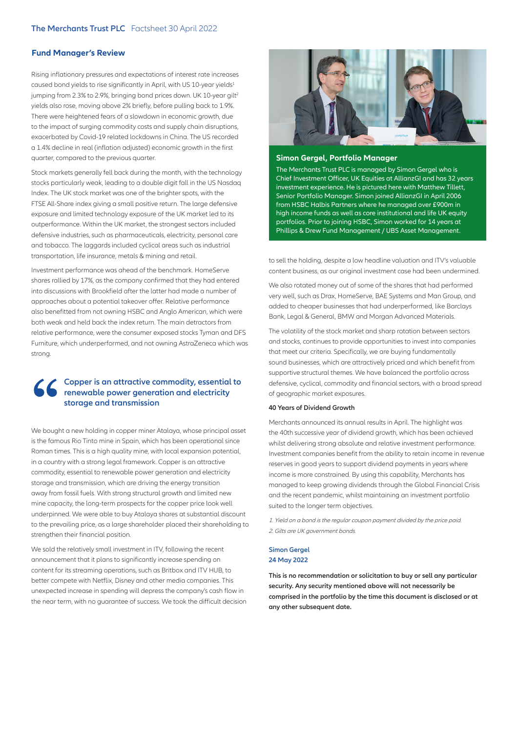## Fund Manager's Review

Rising inflationary pressures and expectations of interest rate increases caused bond yields to rise significantly in April, with US 10-year yields[1] jumping from 2.3% to 2.9%, bringing bond prices down. UK 10-year gilt[2] yields also rose, moving above 2% briefly, before pulling back to 1.9%. There were heightened fears of a slowdown in economic growth, due to the impact of surging commodity costs and supply chain disruptions, exacerbated by Covid-19 related lockdowns in China. The US recorded a 1.4% decline in real (inflation adjusted) economic growth in the first quarter, compared to the previous quarter.

Stock markets generally fell back during the month, with the technology stocks particularly weak, leading to a double digit fall in the US Nasdaq Index. The UK stock market was one of the brighter spots, with the FTSE All-Share index giving a small positive return. The large defensive exposure and limited technology exposure of the UK market led to its outperformance. Within the UK market, the strongest sectors included defensive industries, such as pharmaceuticals, electricity, personal care and tobacco. The laggards included cyclical areas such as industrial transportation, life insurance, metals & mining and retail.

Investment performance was ahead of the benchmark. HomeServe shares rallied by 17%, as the company confirmed that they had entered into discussions with Brookfield after the latter had made a number of approaches about a potential takeover offer. Relative performance also benefitted from not owning HSBC and Anglo American, which were both weak and held back the index return. The main detractors from relative performance, were the consumer exposed stocks Tyman and DFS Furniture, which underperformed, and not owning AstraZeneca which was strong.

> **"Copper is an attractive commodity, essential to renewable power generation and electricity storage and transmission**

We bought a new holding in copper miner Atalaya, whose principal asset is the famous Rio Tinto mine in Spain, which has been operational since Roman times. This is a high quality mine, with local expansion potential, in a country with a strong legal framework. Copper is an attractive commodity, essential to renewable power generation and electricity storage and transmission, which are driving the energy transition away from fossil fuels. With strong structural growth and limited new mine capacity, the long-term prospects for the copper price look well underpinned. We were able to buy Atalaya shares at substantial discount to the prevailing price, as a large shareholder placed their shareholding to strengthen their financial position.

We sold the relatively small investment in ITV, following the recent announcement that it plans to significantly increase spending on content for its streaming operations, such as Britbox and ITV HUB, to better compete with Netflix, Disney and other media companies. This unexpected increase in spending will depress the company's cash flow in the near term, with no guarantee of success. We took the difficult decision to sell the holding, despite a low headline valuation and ITV's valuable content business, as our original investment case had been undermined.

We also rotated money out of some of the shares that had performed very well, such as Drax, HomeServe, BAE Systems and Man Group, and added to cheaper businesses that had underperformed, like Barclays Bank, Legal & General, BMW and Morgan Advanced Materials.

The volatility of the stock market and sharp rotation between sectors and stocks, continues to provide opportunities to invest into companies that meet our criteria. Specifically, we are buying fundamentally sound businesses, which are attractively priced and which benefit from supportive structural themes. We have balanced the portfolio across defensive, cyclical, commodity and financial sectors, with a broad spread of geographic market exposures.

**40 Years of Dividend Growth**

Merchants announced its annual results in April. The highlight was the 40th successive year of dividend growth, which has been achieved whilst delivering strong absolute and relative investment performance. Investment companies benefit from the ability to retain income in revenue reserves in good years to support dividend payments in years where income is more constrained. By using this capability, Merchants has managed to keep growing dividends through the Global Financial Crisis and the recent pandemic, whilst maintaining an investment portfolio suited to the longer term objectives.

*1. Yield on a bond is the regular coupon payment divided by the price paid.*
*2. Gilts are UK government bonds.*

**Simon Gergel**
**24 May 2022**

**This is no recommendation or solicitation to buy or sell any particular security. Any security mentioned above will not necessarily be comprised in the portfolio by the time this document is disclosed or at any other subsequent date.**

### Simon Gergel, Portfolio Manager

The Merchants Trust PLC is managed by Simon Gergel who is Chief Investment Officer, UK Equities at AllianzGI and has 32 years investment experience. He is pictured here with Matthew Tillett, Senior Portfolio Manager. Simon joined AllianzGI in April 2006 from HSBC Halbis Partners where he managed over £900m in high income funds as well as core institutional and life UK equity portfolios. Prior to joining HSBC, Simon worked for 14 years at Phillips & Drew Fund Management / UBS Asset Management.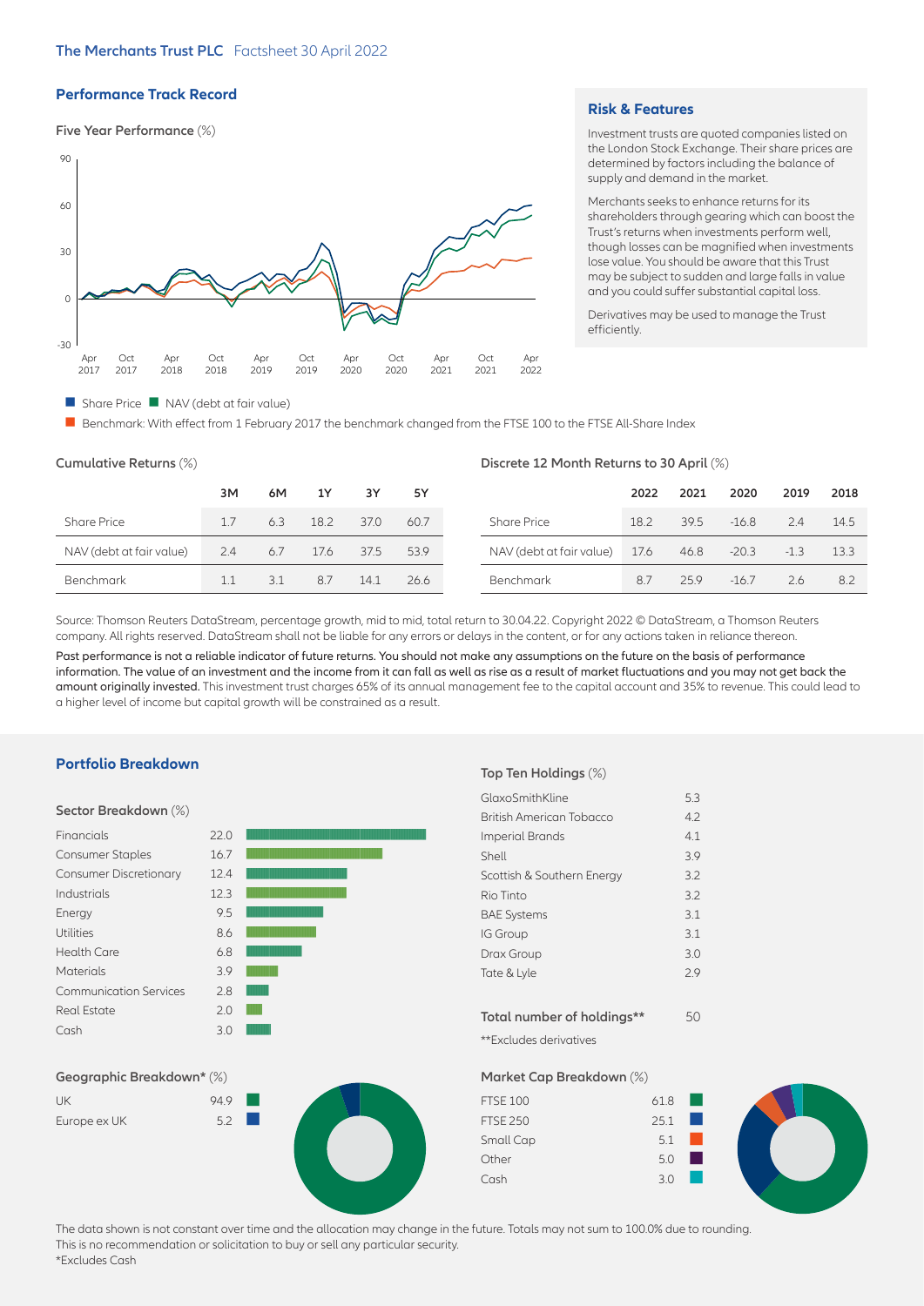## Performance Track Record

### Five Year Performance (%)

Share Price | NAV (debt at fair value)

Benchmark: With effect from 1 February 2017 the benchmark changed from the FTSE 100 to the FTSE All-Share Index

## Risk & Features

Investment trusts are quoted companies listed on the London Stock Exchange. Their share prices are determined by factors including the balance of supply and demand in the market.

Merchants seeks to enhance returns for its shareholders through gearing which can boost the Trust's returns when investments perform well, though losses can be magnified when investments lose value. You should be aware that this Trust may be subject to sudden and large falls in value and you could suffer substantial capital loss.

Derivatives may be used to manage the Trust efficiently.

### Cumulative Returns (%)

| | 3M | 6M | 1Y | 3Y | 5Y |
|---|---|---|---|---|---|
| Share Price | 1.7 | 6.3 | 18.2 | 37.0 | 60.7 |
| NAV (debt at fair value) | 2.4 | 6.7 | 17.6 | 37.5 | 53.9 |
| Benchmark | 1.1 | 3.1 | 8.7 | 14.1 | 26.6 |

### Discrete 12 Month Returns to 30 April (%)

| | 2022 | 2021 | 2020 | 2019 | 2018 |
|---|---|---|---|---|---|
| Share Price | 18.2 | 39.5 | -16.8 | 2.4 | 14.5 |
| NAV (debt at fair value) | 17.6 | 46.8 | -20.3 | -1.3 | 13.3 |
| Benchmark | 8.7 | 25.9 | -16.7 | 2.6 | 8.2 |

Source: Thomson Reuters DataStream, percentage growth, mid to mid, total return to 30.04.22. Copyright 2022 © DataStream, a Thomson Reuters company. All rights reserved. DataStream shall not be liable for any errors or delays in the content, or for any actions taken in reliance thereon.

**Past performance is not a reliable indicator of future returns. You should not make any assumptions on the future on the basis of performance information. The value of an investment and the income from it can fall as well as rise as a result of market fluctuations and you may not get back the amount originally invested.** This investment trust charges 65% of its annual management fee to the capital account and 35% to revenue. This could lead to a higher level of income but capital growth will be constrained as a result.

## Portfolio Breakdown

### Sector Breakdown (%)

| Sector | % |
|---|---|
| Financials | 22.0 |
| Consumer Staples | 16.7 |
| Consumer Discretionary | 12.4 |
| Industrials | 12.3 |
| Energy | 9.5 |
| Utilities | 8.6 |
| Health Care | 6.8 |
| Materials | 3.9 |
| Communication Services | 2.8 |
| Real Estate | 2.0 |
| Cash | 3.0 |

### Top Ten Holdings (%)

| Holding | % |
|---|---|
| GlaxoSmithKline | 5.3 |
| British American Tobacco | 4.2 |
| Imperial Brands | 4.1 |
| Shell | 3.9 |
| Scottish & Southern Energy | 3.2 |
| Rio Tinto | 3.2 |
| BAE Systems | 3.1 |
| IG Group | 3.1 |
| Drax Group | 3.0 |
| Tate & Lyle | 2.9 |

**Total number of holdings**** 50

**Excludes derivatives

### Geographic Breakdown* (%)

| Region | % |
|---|---|
| UK | 94.9 |
| Europe ex UK | 5.2 |

### Market Cap Breakdown (%)

| Market Cap | % |
|---|---|
| FTSE 100 | 61.8 |
| FTSE 250 | 25.1 |
| Small Cap | 5.1 |
| Other | 5.0 |
| Cash | 3.0 |

The data shown is not constant over time and the allocation may change in the future. Totals may not sum to 100.0% due to rounding.
This is no recommendation or solicitation to buy or sell any particular security.
*Excludes Cash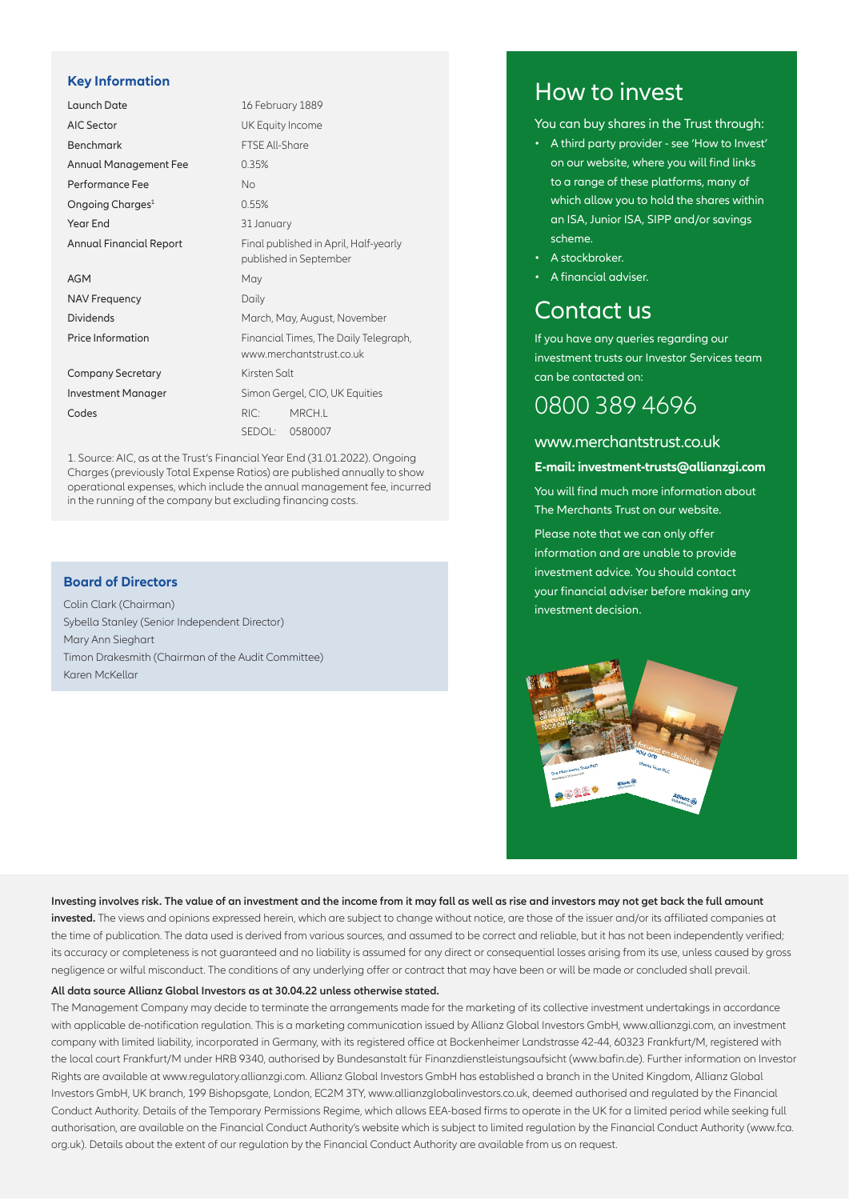## Key Information

| | |
|---|---|
| Launch Date | 16 February 1889 |
| AIC Sector | UK Equity Income |
| Benchmark | FTSE All-Share |
| Annual Management Fee | 0.35% |
| Performance Fee | No |
| Ongoing Charges[1] | 0.55% |
| Year End | 31 January |
| Annual Financial Report | Final published in April, Half-yearly published in September |
| AGM | May |
| NAV Frequency | Daily |
| Dividends | March, May, August, November |
| Price Information | Financial Times, The Daily Telegraph, www.merchantstrust.co.uk |
| Company Secretary | Kirsten Salt |
| Investment Manager | Simon Gergel, CIO, UK Equities |
| Codes | RIC: MRCH.L<br>SEDOL: 0580007 |

1. Source: AIC, as at the Trust's Financial Year End (31.01.2022). Ongoing Charges (previously Total Expense Ratios) are published annually to show operational expenses, which include the annual management fee, incurred in the running of the company but excluding financing costs.

## Board of Directors

Colin Clark (Chairman)
Sybella Stanley (Senior Independent Director)
Mary Ann Sieghart
Timon Drakesmith (Chairman of the Audit Committee)
Karen McKellar

# How to invest

You can buy shares in the Trust through:

- A third party provider - see 'How to Invest' on our website, where you will find links to a range of these platforms, many of which allow you to hold the shares within an ISA, Junior ISA, SIPP and/or savings scheme.
- A stockbroker.
- A financial adviser.

# Contact us

If you have any queries regarding our investment trusts our Investor Services team can be contacted on:

## 0800 389 4696

www.merchantstrust.co.uk

**E-mail: investment-trusts@allianzgi.com**

You will find much more information about The Merchants Trust on our website.

Please note that we can only offer information and are unable to provide investment advice. You should contact your financial adviser before making any investment decision.

**Investing involves risk. The value of an investment and the income from it may fall as well as rise and investors may not get back the full amount invested.** The views and opinions expressed herein, which are subject to change without notice, are those of the issuer and/or its affiliated companies at the time of publication. The data used is derived from various sources, and assumed to be correct and reliable, but it has not been independently verified; its accuracy or completeness is not guaranteed and no liability is assumed for any direct or consequential losses arising from its use, unless caused by gross negligence or wilful misconduct. The conditions of any underlying offer or contract that may have been or will be made or concluded shall prevail.

**All data source Allianz Global Investors as at 30.04.22 unless otherwise stated.**

The Management Company may decide to terminate the arrangements made for the marketing of its collective investment undertakings in accordance with applicable de-notification regulation. This is a marketing communication issued by Allianz Global Investors GmbH, www.allianzgi.com, an investment company with limited liability, incorporated in Germany, with its registered office at Bockenheimer Landstrasse 42-44, 60323 Frankfurt/M, registered with the local court Frankfurt/M under HRB 9340, authorised by Bundesanstalt für Finanzdienstleistungsaufsicht (www.bafin.de). Further information on Investor Rights are available at www.regulatory.allianzgi.com. Allianz Global Investors GmbH has established a branch in the United Kingdom, Allianz Global Investors GmbH, UK branch, 199 Bishopsgate, London, EC2M 3TY, www.allianzglobalinvestors.co.uk, deemed authorised and regulated by the Financial Conduct Authority. Details of the Temporary Permissions Regime, which allows EEA-based firms to operate in the UK for a limited period while seeking full authorisation, are available on the Financial Conduct Authority's website which is subject to limited regulation by the Financial Conduct Authority (www.fca.org.uk). Details about the extent of our regulation by the Financial Conduct Authority are available from us on request.